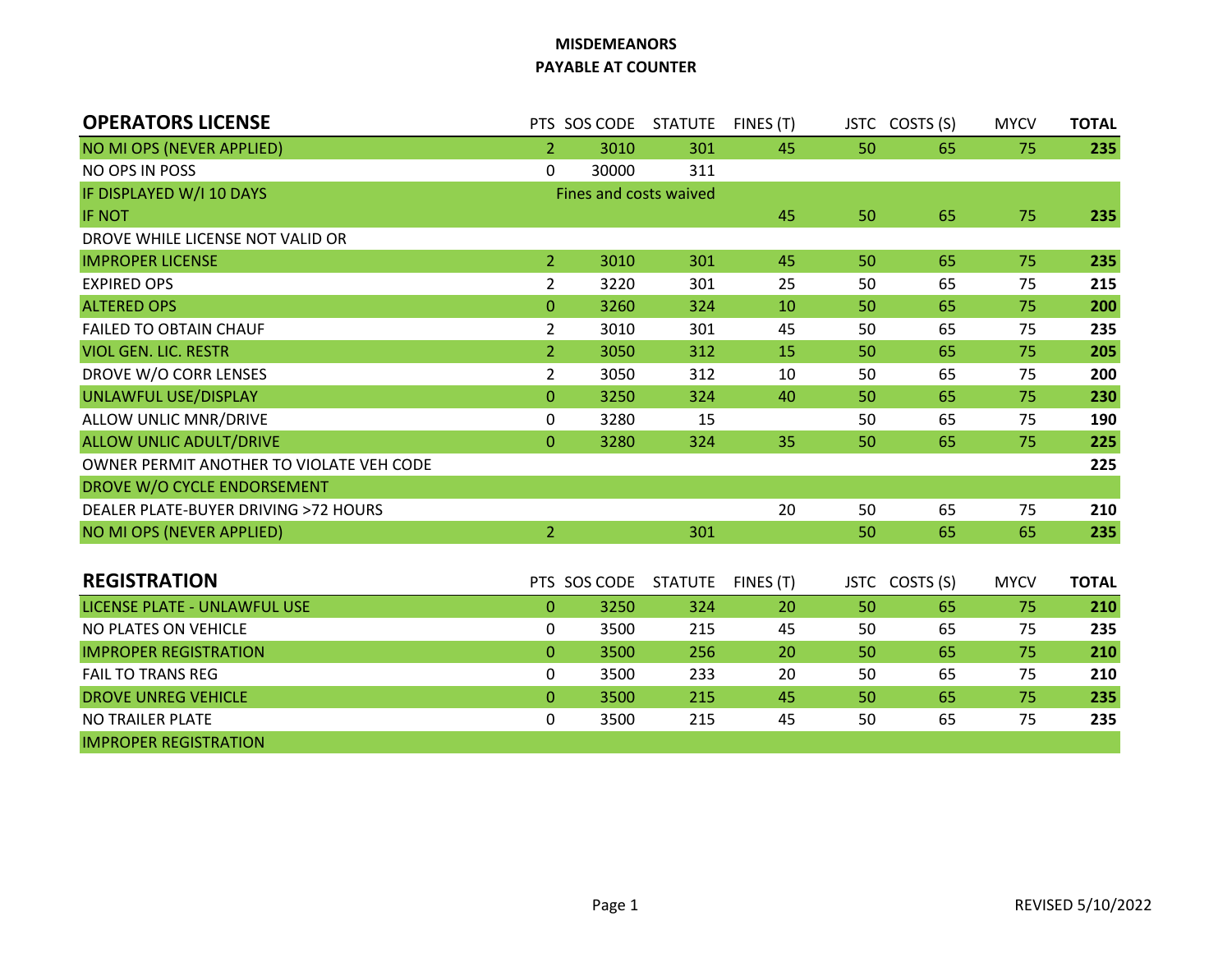**MISDEMEANORS**
**PAYABLE AT COUNTER**

| OPERATORS LICENSE | PTS | SOS CODE | STATUTE | FINES (T) | JSTC | COSTS (S) | MYCV | TOTAL |
|---|---|---|---|---|---|---|---|---|
| NO MI OPS (NEVER APPLIED) | 2 | 3010 | 301 | 45 | 50 | 65 | 75 | **235** |
| NO OPS IN POSS | 0 | 30000 | 311 | | | | | |
| IF DISPLAYED W/I 10 DAYS | | Fines and costs waived | | | | | | |
| IF NOT | | | | 45 | 50 | 65 | 75 | **235** |
| DROVE WHILE LICENSE NOT VALID OR | | | | | | | | |
| IMPROPER LICENSE | 2 | 3010 | 301 | 45 | 50 | 65 | 75 | **235** |
| EXPIRED OPS | 2 | 3220 | 301 | 25 | 50 | 65 | 75 | **215** |
| ALTERED OPS | 0 | 3260 | 324 | 10 | 50 | 65 | 75 | **200** |
| FAILED TO OBTAIN CHAUF | 2 | 3010 | 301 | 45 | 50 | 65 | 75 | **235** |
| VIOL GEN. LIC. RESTR | 2 | 3050 | 312 | 15 | 50 | 65 | 75 | **205** |
| DROVE W/O CORR LENSES | 2 | 3050 | 312 | 10 | 50 | 65 | 75 | **200** |
| UNLAWFUL USE/DISPLAY | 0 | 3250 | 324 | 40 | 50 | 65 | 75 | **230** |
| ALLOW UNLIC MNR/DRIVE | 0 | 3280 | 15 | | 50 | 65 | 75 | **190** |
| ALLOW UNLIC ADULT/DRIVE | 0 | 3280 | 324 | 35 | 50 | 65 | 75 | **225** |
| OWNER PERMIT ANOTHER TO VIOLATE VEH CODE | | | | | | | | **225** |
| DROVE W/O CYCLE ENDORSEMENT | | | | | | | | |
| DEALER PLATE-BUYER DRIVING >72 HOURS | | | | 20 | 50 | 65 | 75 | **210** |
| NO MI OPS (NEVER APPLIED) | 2 | | 301 | | 50 | 65 | 65 | **235** |

| REGISTRATION | PTS | SOS CODE | STATUTE | FINES (T) | JSTC | COSTS (S) | MYCV | TOTAL |
|---|---|---|---|---|---|---|---|---|
| LICENSE PLATE - UNLAWFUL USE | 0 | 3250 | 324 | 20 | 50 | 65 | 75 | **210** |
| NO PLATES ON VEHICLE | 0 | 3500 | 215 | 45 | 50 | 65 | 75 | **235** |
| IMPROPER REGISTRATION | 0 | 3500 | 256 | 20 | 50 | 65 | 75 | **210** |
| FAIL TO TRANS REG | 0 | 3500 | 233 | 20 | 50 | 65 | 75 | **210** |
| DROVE UNREG VEHICLE | 0 | 3500 | 215 | 45 | 50 | 65 | 75 | **235** |
| NO TRAILER PLATE | 0 | 3500 | 215 | 45 | 50 | 65 | 75 | **235** |
| IMPROPER REGISTRATION | | | | | | | | |

REVISED 5/10/2022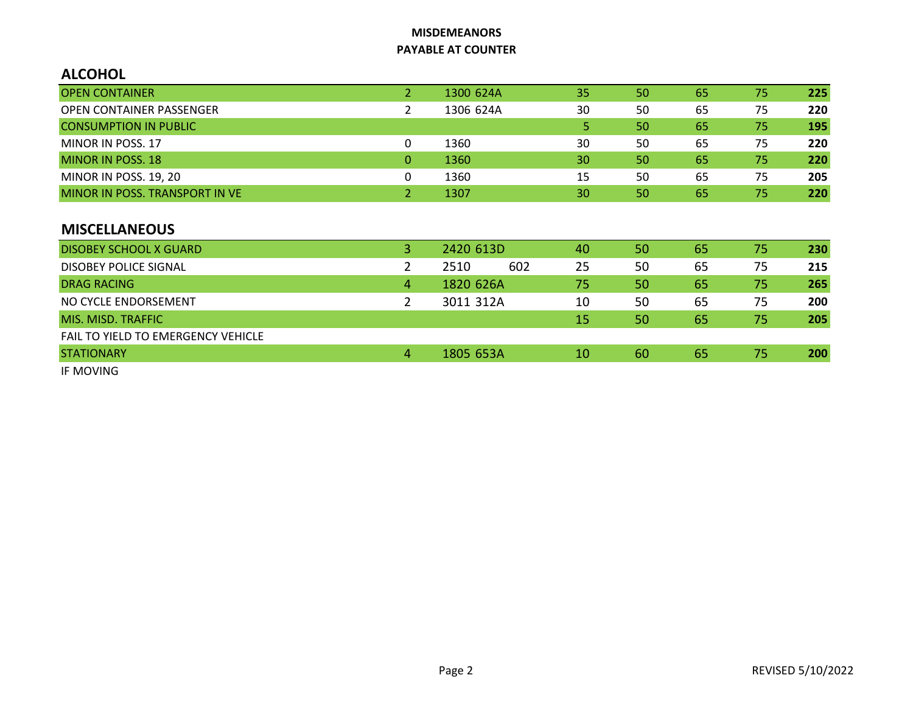**MISDEMEANORS**
**PAYABLE AT COUNTER**

## ALCOHOL

| | | | | | | | | |
|---|---|---|---|---|---|---|---|---|
| OPEN CONTAINER | 2 | 1300 624A | | 35 | 50 | 65 | 75 | **225** |
| OPEN CONTAINER PASSENGER | 2 | 1306 624A | | 30 | 50 | 65 | 75 | **220** |
| CONSUMPTION IN PUBLIC | | | | 5 | 50 | 65 | 75 | **195** |
| MINOR IN POSS. 17 | 0 | 1360 | | 30 | 50 | 65 | 75 | **220** |
| MINOR IN POSS. 18 | 0 | 1360 | | 30 | 50 | 65 | 75 | **220** |
| MINOR IN POSS. 19, 20 | 0 | 1360 | | 15 | 50 | 65 | 75 | **205** |
| MINOR IN POSS. TRANSPORT IN VE | 2 | 1307 | | 30 | 50 | 65 | 75 | **220** |

## MISCELLANEOUS

| | | | | | | | | |
|---|---|---|---|---|---|---|---|---|
| DISOBEY SCHOOL X GUARD | 3 | 2420 613D | | 40 | 50 | 65 | 75 | **230** |
| DISOBEY POLICE SIGNAL | 2 | 2510 | 602 | 25 | 50 | 65 | 75 | **215** |
| DRAG RACING | 4 | 1820 626A | | 75 | 50 | 65 | 75 | **265** |
| NO CYCLE ENDORSEMENT | 2 | 3011 312A | | 10 | 50 | 65 | 75 | **200** |
| MIS. MISD. TRAFFIC | | | | 15 | 50 | 65 | 75 | **205** |
| FAIL TO YIELD TO EMERGENCY VEHICLE | | | | | | | | |
| STATIONARY | 4 | 1805 653A | | 10 | 60 | 65 | 75 | **200** |
| IF MOVING | | | | | | | | |

REVISED 5/10/2022